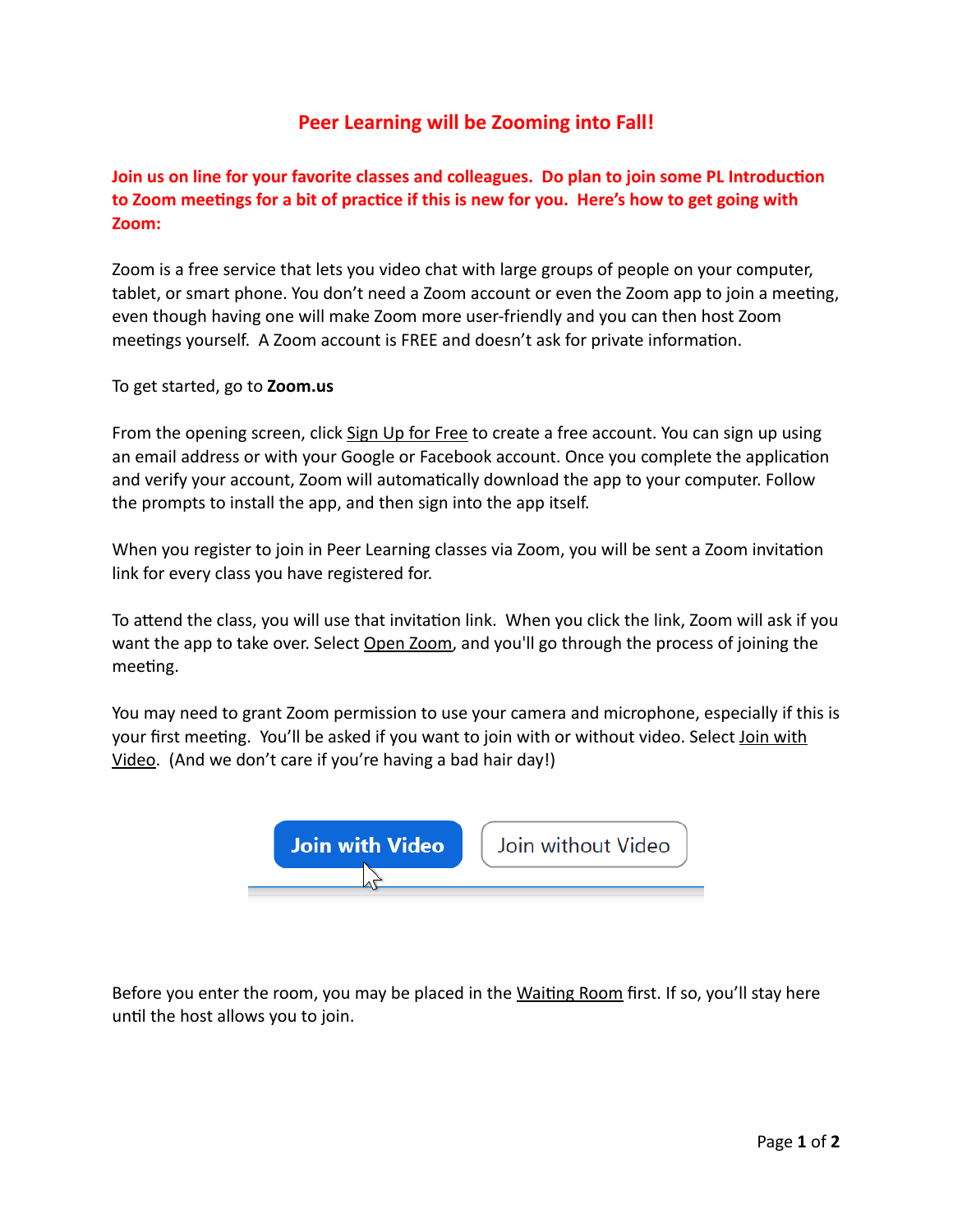# Peer Learning will be Zooming into Fall!

**Join us on line for your favorite classes and colleagues. Do plan to join some PL Introduction to Zoom meetings for a bit of practice if this is new for you. Here's how to get going with Zoom:**

Zoom is a free service that lets you video chat with large groups of people on your computer, tablet, or smart phone. You don't need a Zoom account or even the Zoom app to join a meeting, even though having one will make Zoom more user-friendly and you can then host Zoom meetings yourself. A Zoom account is FREE and doesn't ask for private information.

To get started, go to **Zoom.us**

From the opening screen, click Sign Up for Free to create a free account. You can sign up using an email address or with your Google or Facebook account. Once you complete the application and verify your account, Zoom will automatically download the app to your computer. Follow the prompts to install the app, and then sign into the app itself.

When you register to join in Peer Learning classes via Zoom, you will be sent a Zoom invitation link for every class you have registered for.

To attend the class, you will use that invitation link. When you click the link, Zoom will ask if you want the app to take over. Select Open Zoom, and you'll go through the process of joining the meeting.

You may need to grant Zoom permission to use your camera and microphone, especially if this is your first meeting. You'll be asked if you want to join with or without video. Select Join with Video. (And we don't care if you're having a bad hair day!)

Join with Video | Join without Video

Before you enter the room, you may be placed in the Waiting Room first. If so, you'll stay here until the host allows you to join.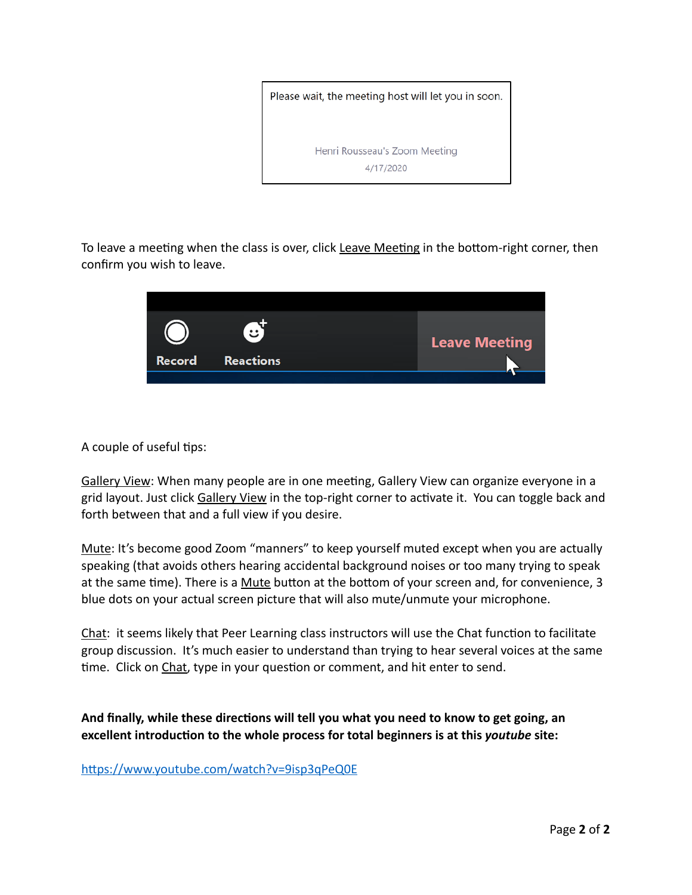To leave a meeting when the class is over, click Leave Meeting in the bottom-right corner, then confirm you wish to leave.

A couple of useful tips:

Gallery View: When many people are in one meeting, Gallery View can organize everyone in a grid layout. Just click Gallery View in the top-right corner to activate it. You can toggle back and forth between that and a full view if you desire.

Mute: It's become good Zoom "manners" to keep yourself muted except when you are actually speaking (that avoids others hearing accidental background noises or too many trying to speak at the same time). There is a Mute button at the bottom of your screen and, for convenience, 3 blue dots on your actual screen picture that will also mute/unmute your microphone.

Chat: it seems likely that Peer Learning class instructors will use the Chat function to facilitate group discussion. It's much easier to understand than trying to hear several voices at the same time. Click on Chat, type in your question or comment, and hit enter to send.

**And finally, while these directions will tell you what you need to know to get going, an excellent introduction to the whole process for total beginners is at this *youtube* site:**

https://www.youtube.com/watch?v=9isp3qPeQ0E